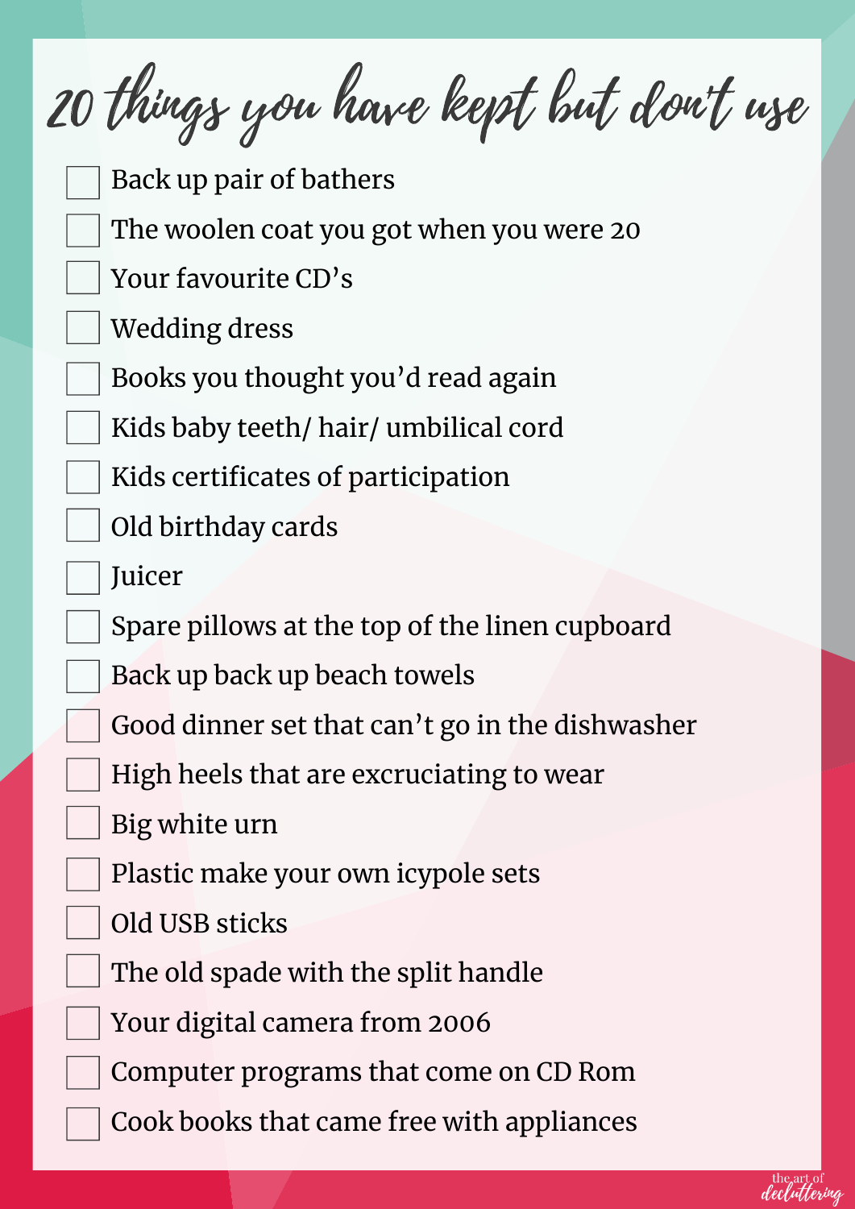# 20 things you have kept but don't use

- [ ] Back up pair of bathers
- [ ] The woolen coat you got when you were 20
- [ ] Your favourite CD's
- [ ] Wedding dress
- [ ] Books you thought you'd read again
- [ ] Kids baby teeth/ hair/ umbilical cord
- [ ] Kids certificates of participation
- [ ] Old birthday cards
- [ ] Juicer
- [ ] Spare pillows at the top of the linen cupboard
- [ ] Back up back up beach towels
- [ ] Good dinner set that can't go in the dishwasher
- [ ] High heels that are excruciating to wear
- [ ] Big white urn
- [ ] Plastic make your own icypole sets
- [ ] Old USB sticks
- [ ] The old spade with the split handle
- [ ] Your digital camera from 2006
- [ ] Computer programs that come on CD Rom
- [ ] Cook books that came free with appliances

the art of decluttering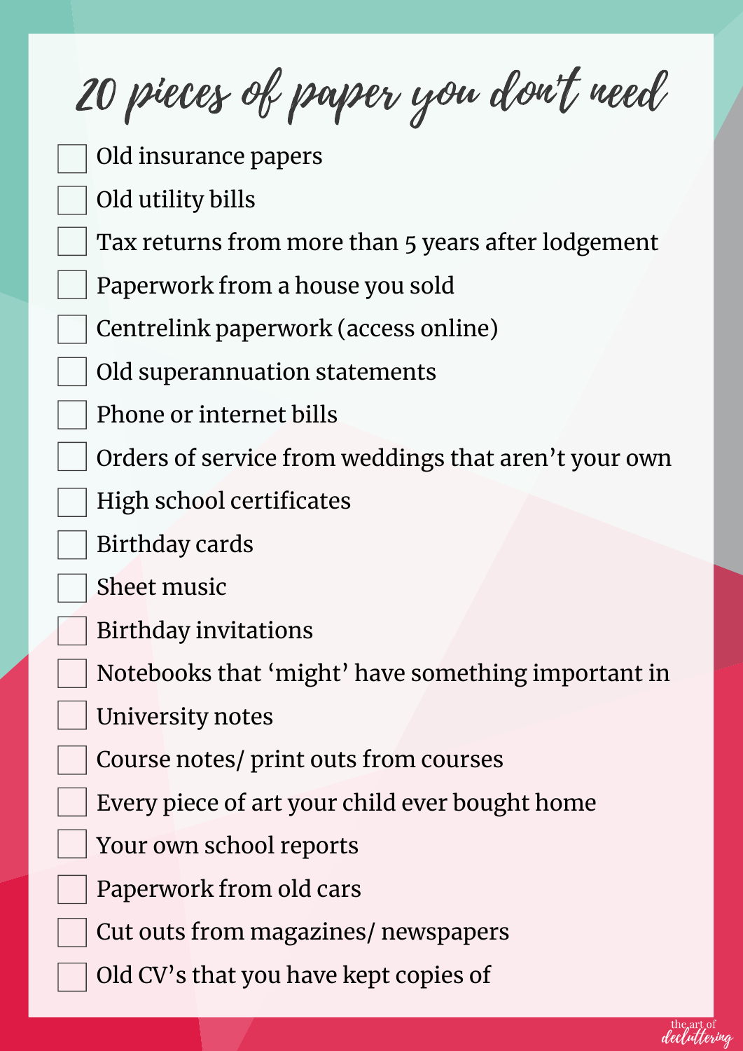# 20 pieces of paper you don't need

- [ ] Old insurance papers
- [ ] Old utility bills
- [ ] Tax returns from more than 5 years after lodgement
- [ ] Paperwork from a house you sold
- [ ] Centrelink paperwork (access online)
- [ ] Old superannuation statements
- [ ] Phone or internet bills
- [ ] Orders of service from weddings that aren't your own
- [ ] High school certificates
- [ ] Birthday cards
- [ ] Sheet music
- [ ] Birthday invitations
- [ ] Notebooks that 'might' have something important in
- [ ] University notes
- [ ] Course notes/ print outs from courses
- [ ] Every piece of art your child ever bought home
- [ ] Your own school reports
- [ ] Paperwork from old cars
- [ ] Cut outs from magazines/ newspapers
- [ ] Old CV's that you have kept copies of

the art of decluttering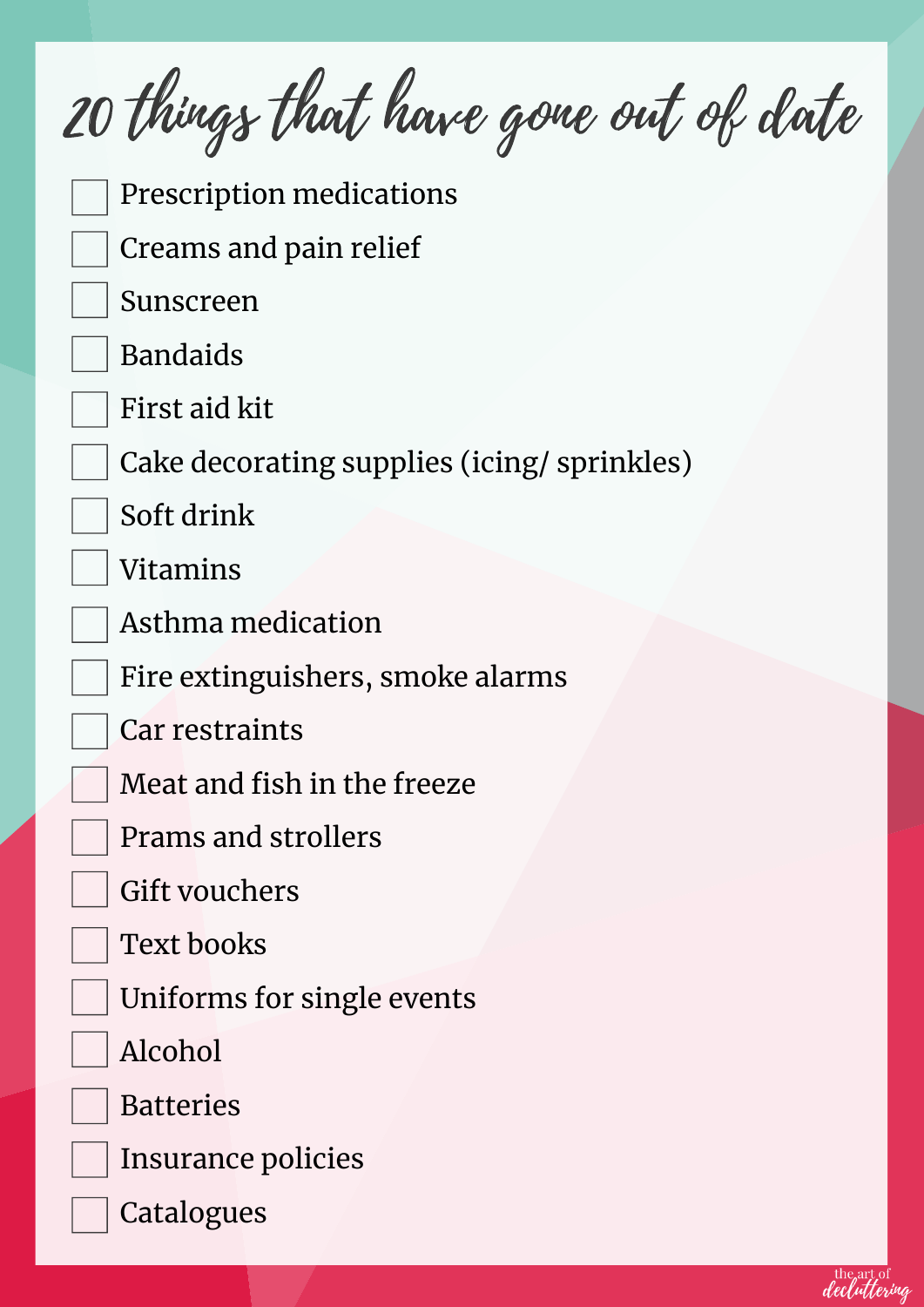# 20 things that have gone out of date

- [ ] Prescription medications
- [ ] Creams and pain relief
- [ ] Sunscreen
- [ ] Bandaids
- [ ] First aid kit
- [ ] Cake decorating supplies (icing/ sprinkles)
- [ ] Soft drink
- [ ] Vitamins
- [ ] Asthma medication
- [ ] Fire extinguishers, smoke alarms
- [ ] Car restraints
- [ ] Meat and fish in the freeze
- [ ] Prams and strollers
- [ ] Gift vouchers
- [ ] Text books
- [ ] Uniforms for single events
- [ ] Alcohol
- [ ] Batteries
- [ ] Insurance policies
- [ ] Catalogues

the art of decluttering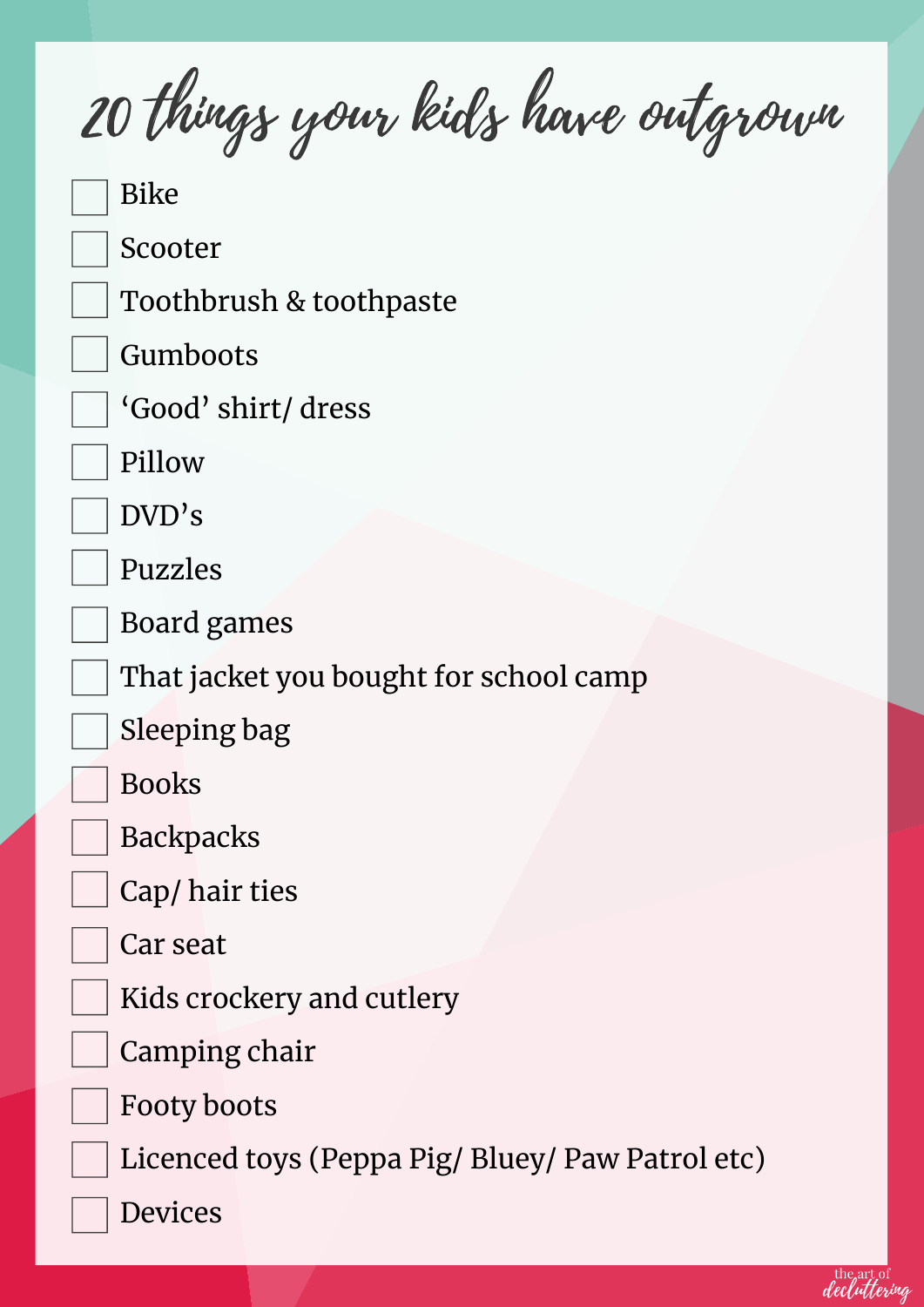# 20 things your kids have outgrown

- [ ] Bike
- [ ] Scooter
- [ ] Toothbrush & toothpaste
- [ ] Gumboots
- [ ] 'Good' shirt/ dress
- [ ] Pillow
- [ ] DVD's
- [ ] Puzzles
- [ ] Board games
- [ ] That jacket you bought for school camp
- [ ] Sleeping bag
- [ ] Books
- [ ] Backpacks
- [ ] Cap/ hair ties
- [ ] Car seat
- [ ] Kids crockery and cutlery
- [ ] Camping chair
- [ ] Footy boots
- [ ] Licenced toys (Peppa Pig/ Bluey/ Paw Patrol etc)
- [ ] Devices

the art of decluttering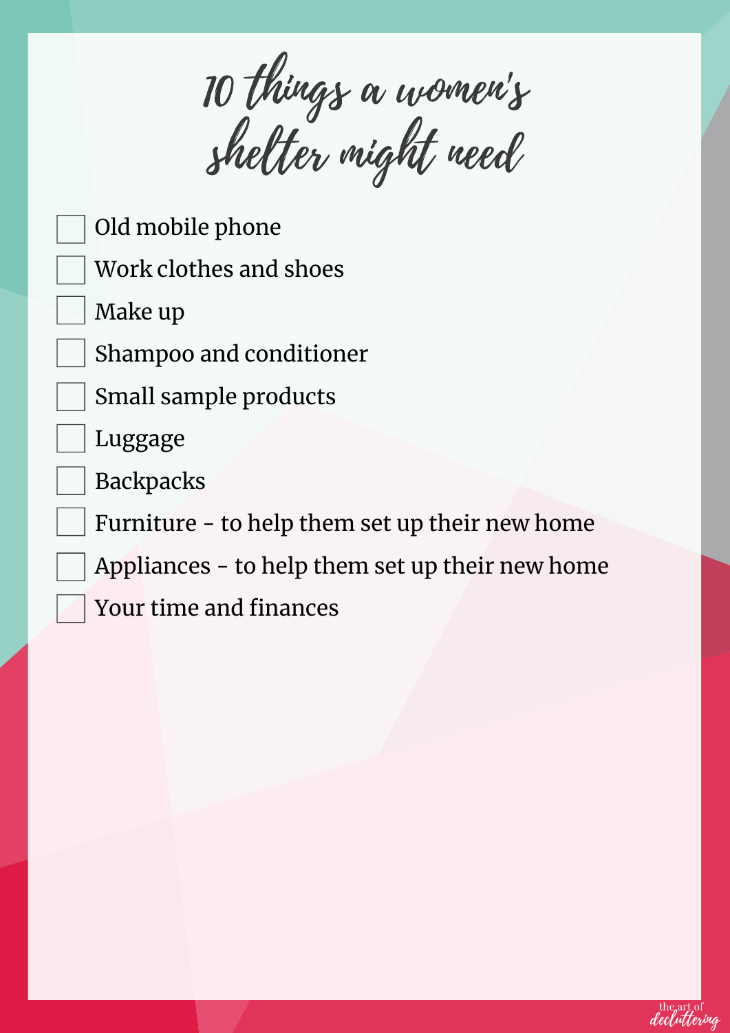# 10 things a women's shelter might need

- [ ] Old mobile phone
- [ ] Work clothes and shoes
- [ ] Make up
- [ ] Shampoo and conditioner
- [ ] Small sample products
- [ ] Luggage
- [ ] Backpacks
- [ ] Furniture - to help them set up their new home
- [ ] Appliances - to help them set up their new home
- [ ] Your time and finances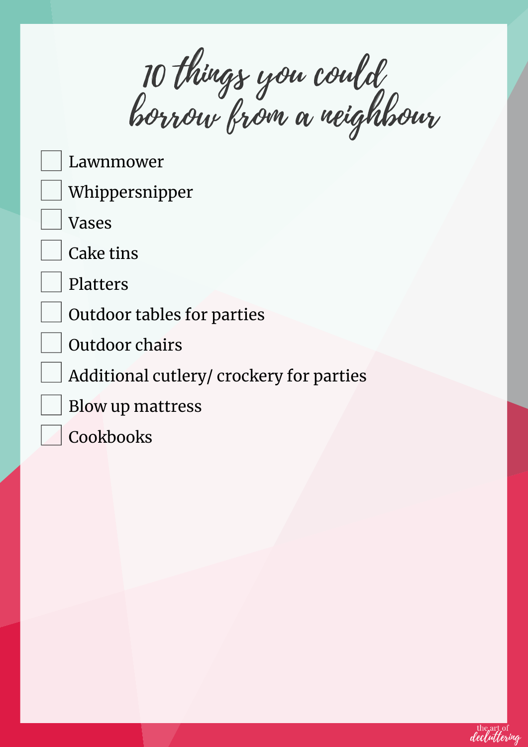# 10 things you could borrow from a neighbour

- [ ] Lawnmower
- [ ] Whippersnipper
- [ ] Vases
- [ ] Cake tins
- [ ] Platters
- [ ] Outdoor tables for parties
- [ ] Outdoor chairs
- [ ] Additional cutlery/ crockery for parties
- [ ] Blow up mattress
- [ ] Cookbooks

the art of decluttering